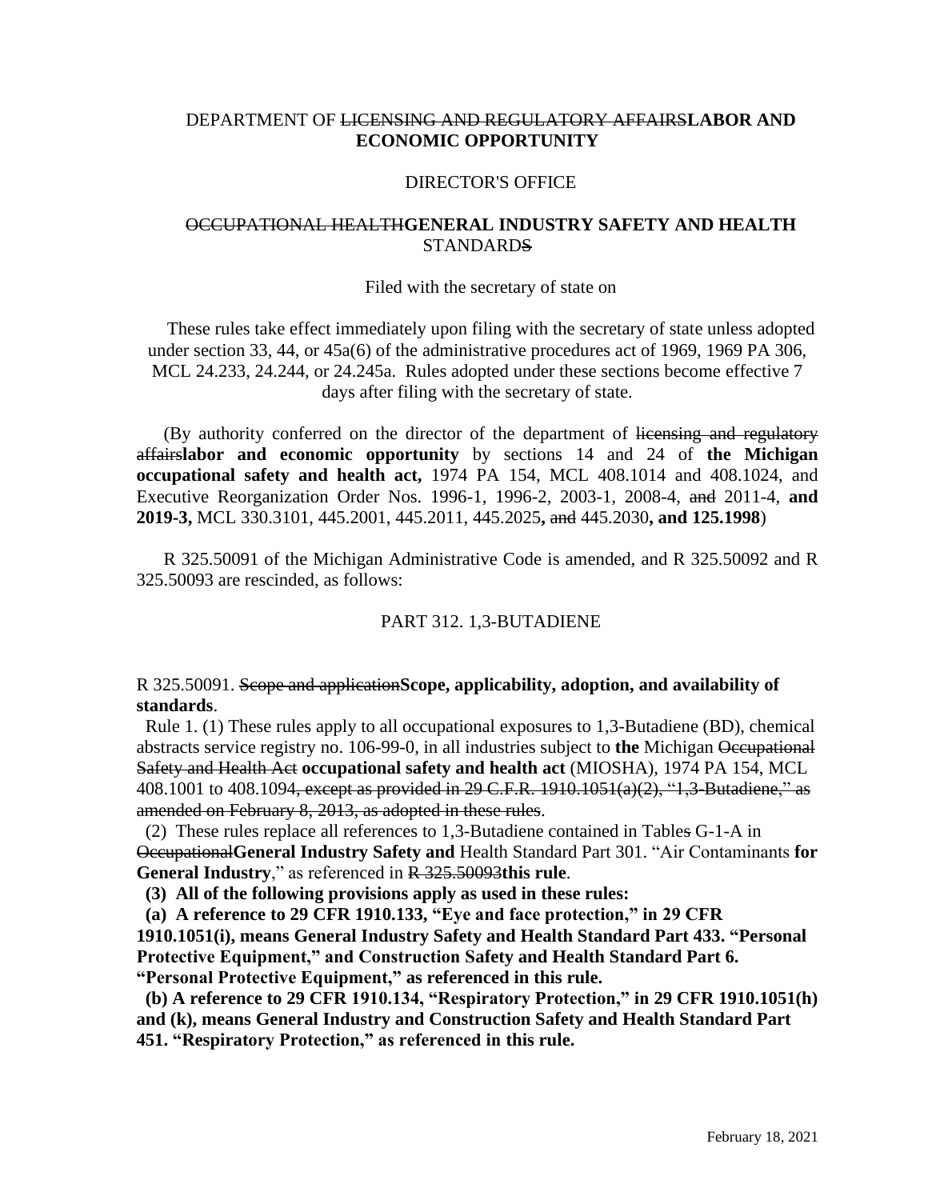DEPARTMENT OF ~~LICENSING AND REGULATORY AFFAIRS~~**LABOR AND ECONOMIC OPPORTUNITY**

DIRECTOR'S OFFICE

~~OCCUPATIONAL HEALTH~~**GENERAL INDUSTRY SAFETY AND HEALTH** STANDARD~~S~~

Filed with the secretary of state on

These rules take effect immediately upon filing with the secretary of state unless adopted under section 33, 44, or 45a(6) of the administrative procedures act of 1969, 1969 PA 306, MCL 24.233, 24.244, or 24.245a. Rules adopted under these sections become effective 7 days after filing with the secretary of state.

(By authority conferred on the director of the department of ~~licensing and regulatory affairs~~**labor and economic opportunity** by sections 14 and 24 of **the Michigan occupational safety and health act,** 1974 PA 154, MCL 408.1014 and 408.1024, and Executive Reorganization Order Nos. 1996-1, 1996-2, 2003-1, 2008-4, ~~and~~ 2011-4, **and 2019-3,** MCL 330.3101, 445.2001, 445.2011, 445.2025**,** ~~and~~ 445.2030**, and 125.1998**)

R 325.50091 of the Michigan Administrative Code is amended, and R 325.50092 and R 325.50093 are rescinded, as follows:

PART 312. 1,3-BUTADIENE

R 325.50091. ~~Scope and application~~**Scope, applicability, adoption, and availability of standards**.

Rule 1. (1) These rules apply to all occupational exposures to 1,3-Butadiene (BD), chemical abstracts service registry no. 106-99-0, in all industries subject to **the** Michigan ~~Occupational Safety and Health Act~~ **occupational safety and health act** (MIOSHA), 1974 PA 154, MCL 408.1001 to 408.1094~~, except as provided in 29 C.F.R. 1910.1051(a)(2), "1,3-Butadiene," as amended on February 8, 2013, as adopted in these rules~~.

(2) These rules replace all references to 1,3-Butadiene contained in Table~~s~~ G-1-A in ~~Occupational~~**General Industry Safety and** Health Standard Part 301. "Air Contaminants **for General Industry**," as referenced in ~~R 325.50093~~**this rule**.

**(3) All of the following provisions apply as used in these rules:**

**(a) A reference to 29 CFR 1910.133, "Eye and face protection," in 29 CFR 1910.1051(i), means General Industry Safety and Health Standard Part 433. "Personal Protective Equipment," and Construction Safety and Health Standard Part 6. "Personal Protective Equipment," as referenced in this rule.**

**(b) A reference to 29 CFR 1910.134, "Respiratory Protection," in 29 CFR 1910.1051(h) and (k), means General Industry and Construction Safety and Health Standard Part 451. "Respiratory Protection," as referenced in this rule.**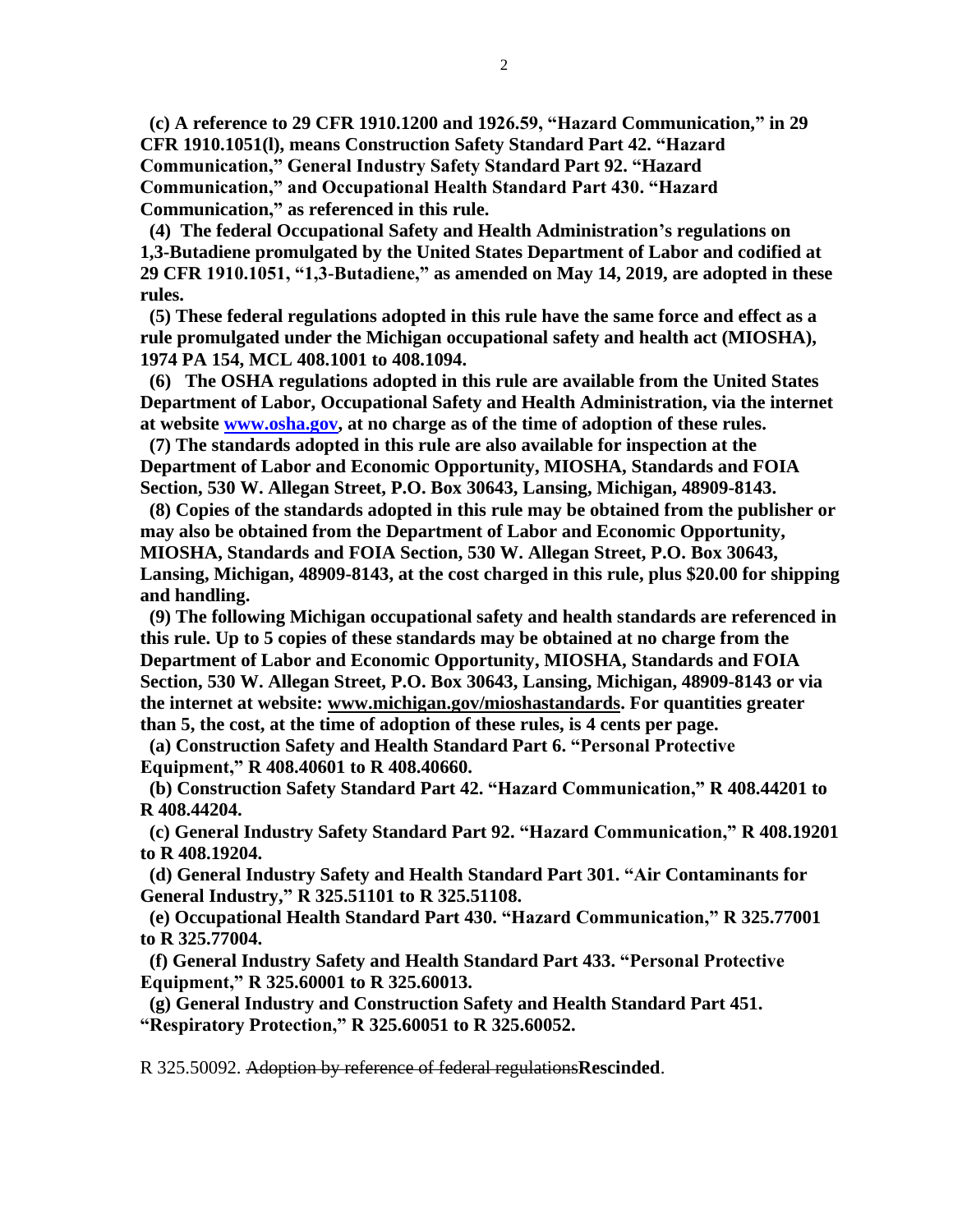**(c) A reference to 29 CFR 1910.1200 and 1926.59, "Hazard Communication," in 29 CFR 1910.1051(l), means Construction Safety Standard Part 42. "Hazard Communication," General Industry Safety Standard Part 92. "Hazard Communication," and Occupational Health Standard Part 430. "Hazard Communication," as referenced in this rule.**

**(4) The federal Occupational Safety and Health Administration's regulations on 1,3-Butadiene promulgated by the United States Department of Labor and codified at 29 CFR 1910.1051, "1,3-Butadiene," as amended on May 14, 2019, are adopted in these rules.**

**(5) These federal regulations adopted in this rule have the same force and effect as a rule promulgated under the Michigan occupational safety and health act (MIOSHA), 1974 PA 154, MCL 408.1001 to 408.1094.**

**(6) The OSHA regulations adopted in this rule are available from the United States Department of Labor, Occupational Safety and Health Administration, via the internet at website [www.osha.gov](http://www.osha.gov), at no charge as of the time of adoption of these rules.**

**(7) The standards adopted in this rule are also available for inspection at the Department of Labor and Economic Opportunity, MIOSHA, Standards and FOIA Section, 530 W. Allegan Street, P.O. Box 30643, Lansing, Michigan, 48909-8143.**

**(8) Copies of the standards adopted in this rule may be obtained from the publisher or may also be obtained from the Department of Labor and Economic Opportunity, MIOSHA, Standards and FOIA Section, 530 W. Allegan Street, P.O. Box 30643, Lansing, Michigan, 48909-8143, at the cost charged in this rule, plus $20.00 for shipping and handling.**

**(9) The following Michigan occupational safety and health standards are referenced in this rule. Up to 5 copies of these standards may be obtained at no charge from the Department of Labor and Economic Opportunity, MIOSHA, Standards and FOIA Section, 530 W. Allegan Street, P.O. Box 30643, Lansing, Michigan, 48909-8143 or via the internet at website: www.michigan.gov/mioshastandards. For quantities greater than 5, the cost, at the time of adoption of these rules, is 4 cents per page.**

**(a) Construction Safety and Health Standard Part 6. "Personal Protective Equipment," R 408.40601 to R 408.40660.**

**(b) Construction Safety Standard Part 42. "Hazard Communication," R 408.44201 to R 408.44204.**

**(c) General Industry Safety Standard Part 92. "Hazard Communication," R 408.19201 to R 408.19204.**

**(d) General Industry Safety and Health Standard Part 301. "Air Contaminants for General Industry," R 325.51101 to R 325.51108.**

**(e) Occupational Health Standard Part 430. "Hazard Communication," R 325.77001 to R 325.77004.**

**(f) General Industry Safety and Health Standard Part 433. "Personal Protective Equipment," R 325.60001 to R 325.60013.**

**(g) General Industry and Construction Safety and Health Standard Part 451. "Respiratory Protection," R 325.60051 to R 325.60052.**

R 325.50092. ~~Adoption by reference of federal regulations~~**Rescinded**.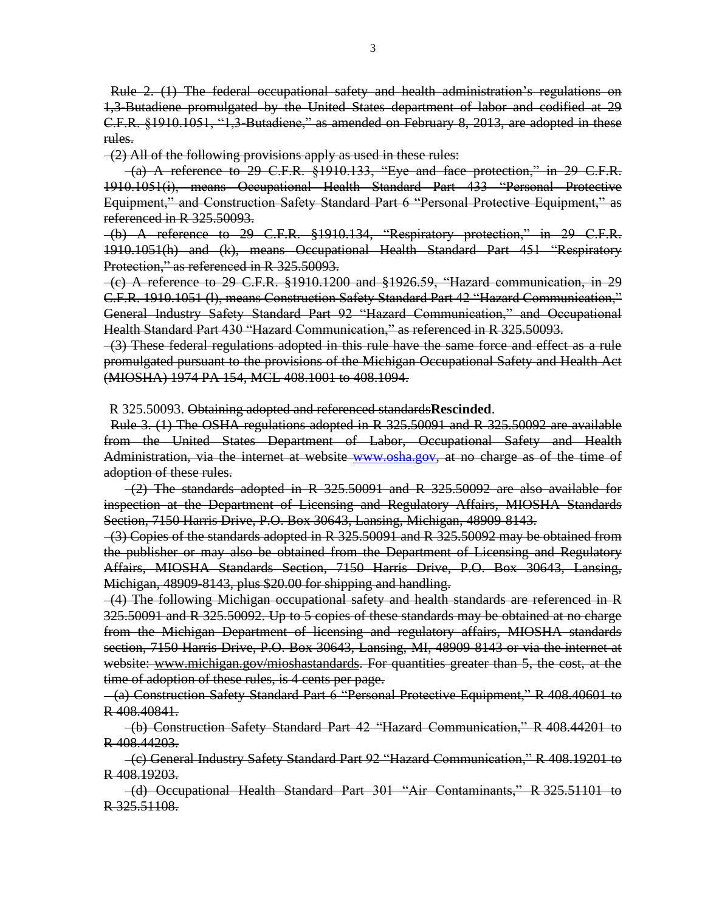~~Rule 2. (1) The federal occupational safety and health administration's regulations on 1,3-Butadiene promulgated by the United States department of labor and codified at 29 C.F.R. §1910.1051, "1,3-Butadiene," as amended on February 8, 2013, are adopted in these rules.~~

~~(2) All of the following provisions apply as used in these rules:~~

~~(a) A reference to 29 C.F.R. §1910.133, "Eye and face protection," in 29 C.F.R. 1910.1051(i), means Occupational Health Standard Part 433 "Personal Protective Equipment," and Construction Safety Standard Part 6 "Personal Protective Equipment," as referenced in R 325.50093.~~

~~(b) A reference to 29 C.F.R. §1910.134, "Respiratory protection," in 29 C.F.R. 1910.1051(h) and (k), means Occupational Health Standard Part 451 "Respiratory Protection," as referenced in R 325.50093.~~

~~(c) A reference to 29 C.F.R. §1910.1200 and §1926.59, "Hazard communication, in 29 C.F.R. 1910.1051 (l), means Construction Safety Standard Part 42 "Hazard Communication," General Industry Safety Standard Part 92 "Hazard Communication," and Occupational Health Standard Part 430 "Hazard Communication," as referenced in R 325.50093.~~

~~(3) These federal regulations adopted in this rule have the same force and effect as a rule promulgated pursuant to the provisions of the Michigan Occupational Safety and Health Act (MIOSHA) 1974 PA 154, MCL 408.1001 to 408.1094.~~

R 325.50093. ~~Obtaining adopted and referenced standards~~**Rescinded**.

~~Rule 3. (1) The OSHA regulations adopted in R 325.50091 and R 325.50092 are available from the United States Department of Labor, Occupational Safety and Health Administration, via the internet at website www.osha.gov, at no charge as of the time of adoption of these rules.~~

~~(2) The standards adopted in R 325.50091 and R 325.50092 are also available for inspection at the Department of Licensing and Regulatory Affairs, MIOSHA Standards Section, 7150 Harris Drive, P.O. Box 30643, Lansing, Michigan, 48909-8143.~~

~~(3) Copies of the standards adopted in R 325.50091 and R 325.50092 may be obtained from the publisher or may also be obtained from the Department of Licensing and Regulatory Affairs, MIOSHA Standards Section, 7150 Harris Drive, P.O. Box 30643, Lansing, Michigan, 48909-8143, plus $20.00 for shipping and handling.~~

~~(4) The following Michigan occupational safety and health standards are referenced in R 325.50091 and R 325.50092. Up to 5 copies of these standards may be obtained at no charge from the Michigan Department of licensing and regulatory affairs, MIOSHA standards section, 7150 Harris Drive, P.O. Box 30643, Lansing, MI, 48909-8143 or via the internet at website: www.michigan.gov/mioshastandards. For quantities greater than 5, the cost, at the time of adoption of these rules, is 4 cents per page.~~

~~(a) Construction Safety Standard Part 6 "Personal Protective Equipment," R 408.40601 to R 408.40841.~~

~~(b) Construction Safety Standard Part 42 "Hazard Communication," R 408.44201 to R 408.44203.~~

~~(c) General Industry Safety Standard Part 92 "Hazard Communication," R 408.19201 to R 408.19203.~~

~~(d) Occupational Health Standard Part 301 "Air Contaminants," R 325.51101 to R 325.51108.~~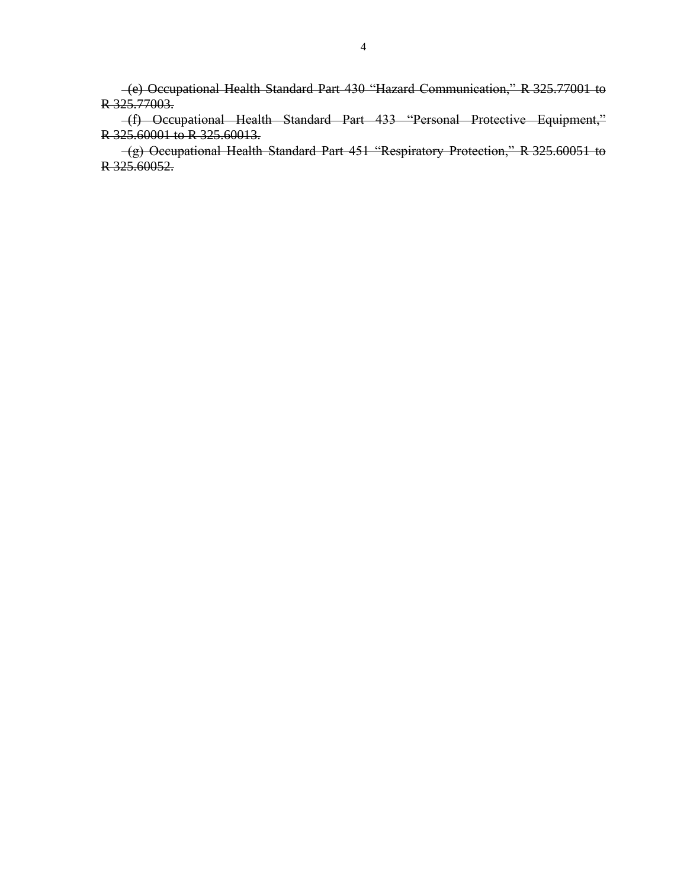~~(e) Occupational Health Standard Part 430 "Hazard Communication," R 325.77001 to R 325.77003.~~

~~(f) Occupational Health Standard Part 433 "Personal Protective Equipment," R 325.60001 to R 325.60013.~~

~~(g) Occupational Health Standard Part 451 "Respiratory Protection," R 325.60051 to R 325.60052.~~